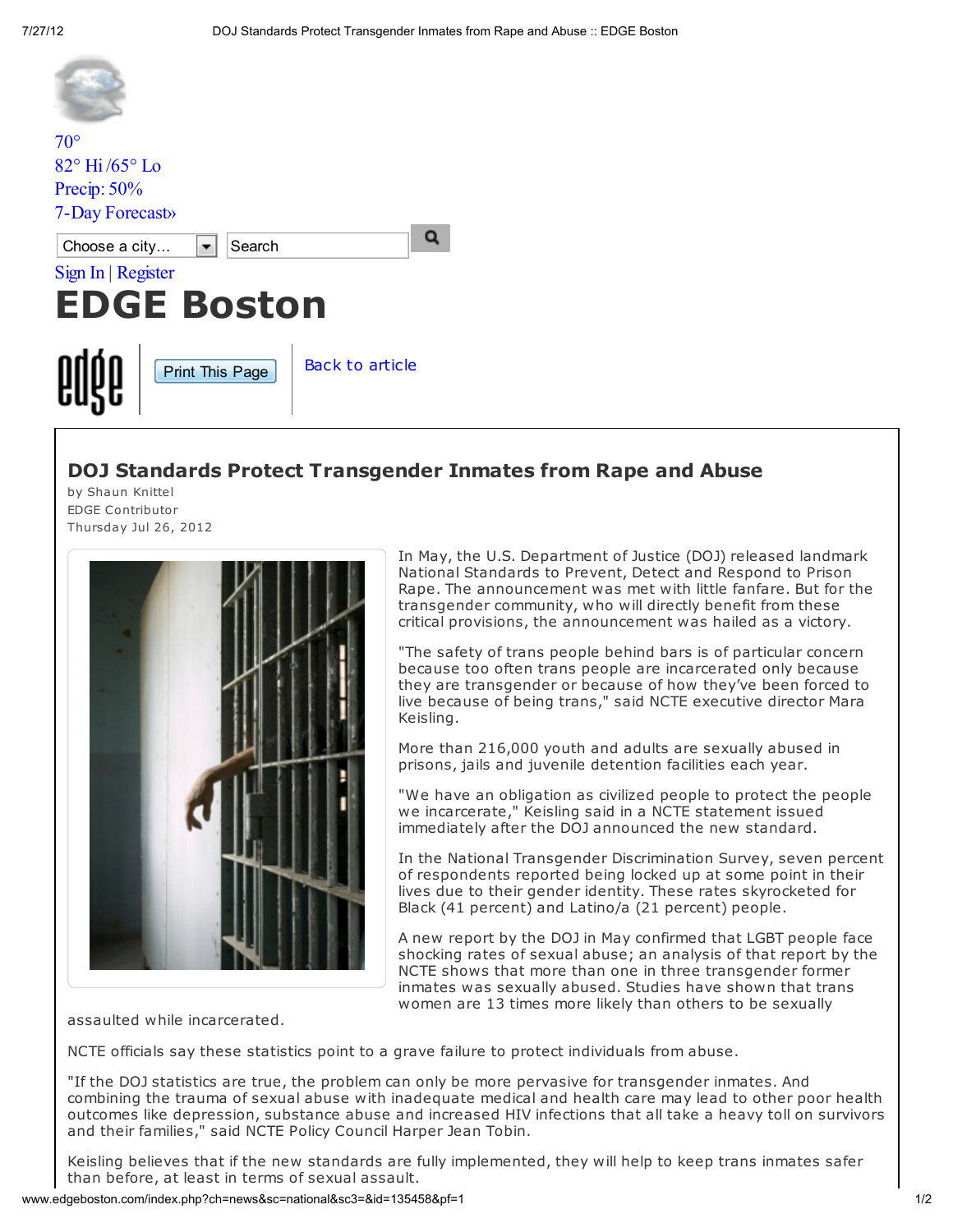70°
82° Hi /65° Lo
Precip: 50%
7-Day Forecast»

Sign In | Register

# EDGE Boston

Print This Page | Back to article

## DOJ Standards Protect Transgender Inmates from Rape and Abuse

by Shaun Knittel
EDGE Contributor
Thursday Jul 26, 2012

In May, the U.S. Department of Justice (DOJ) released landmark National Standards to Prevent, Detect and Respond to Prison Rape. The announcement was met with little fanfare. But for the transgender community, who will directly benefit from these critical provisions, the announcement was hailed as a victory.

"The safety of trans people behind bars is of particular concern because too often trans people are incarcerated only because they are transgender or because of how they've been forced to live because of being trans," said NCTE executive director Mara Keisling.

More than 216,000 youth and adults are sexually abused in prisons, jails and juvenile detention facilities each year.

"We have an obligation as civilized people to protect the people we incarcerate," Keisling said in a NCTE statement issued immediately after the DOJ announced the new standard.

In the National Transgender Discrimination Survey, seven percent of respondents reported being locked up at some point in their lives due to their gender identity. These rates skyrocketed for Black (41 percent) and Latino/a (21 percent) people.

A new report by the DOJ in May confirmed that LGBT people face shocking rates of sexual abuse; an analysis of that report by the NCTE shows that more than one in three transgender former inmates was sexually abused. Studies have shown that trans women are 13 times more likely than others to be sexually assaulted while incarcerated.

NCTE officials say these statistics point to a grave failure to protect individuals from abuse.

"If the DOJ statistics are true, the problem can only be more pervasive for transgender inmates. And combining the trauma of sexual abuse with inadequate medical and health care may lead to other poor health outcomes like depression, substance abuse and increased HIV infections that all take a heavy toll on survivors and their families," said NCTE Policy Council Harper Jean Tobin.

Keisling believes that if the new standards are fully implemented, they will help to keep trans inmates safer than before, at least in terms of sexual assault.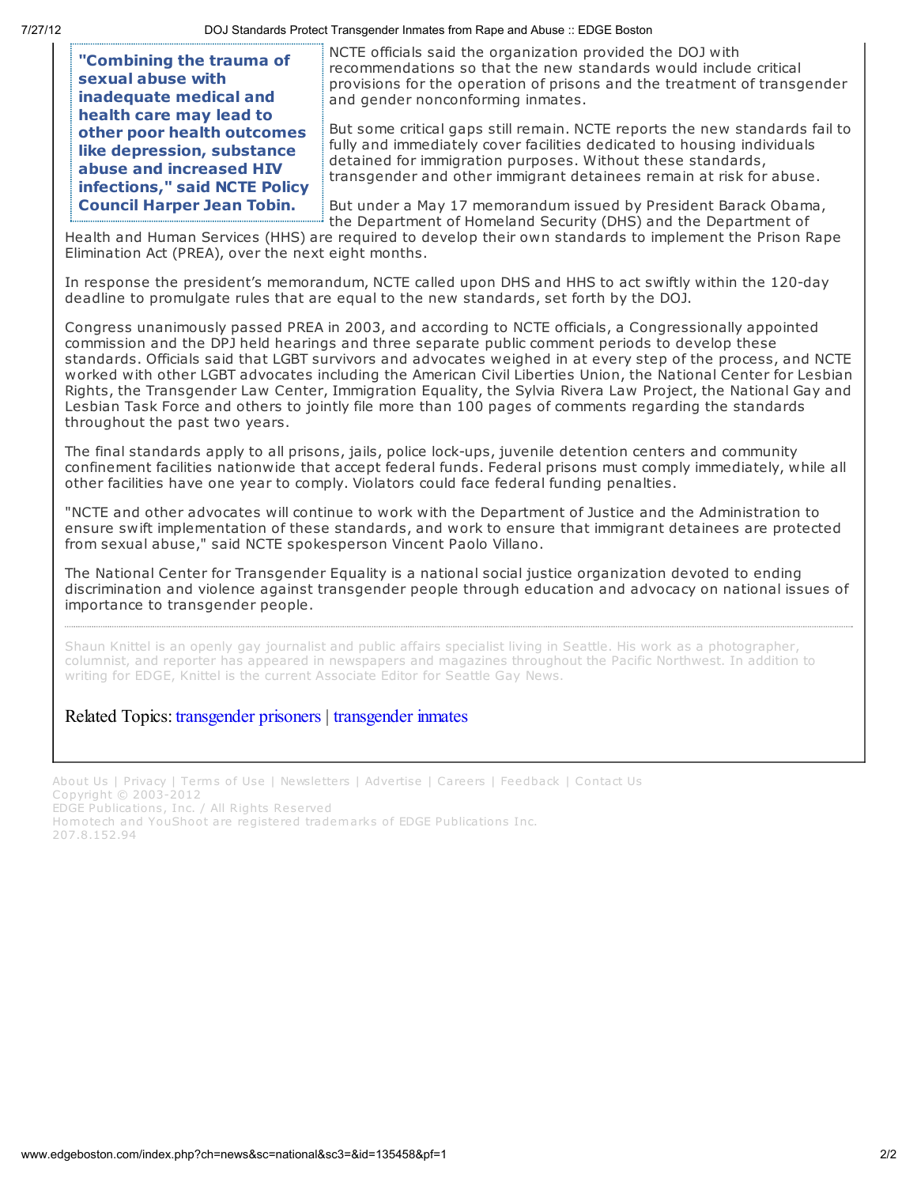**"Combining the trauma of sexual abuse with inadequate medical and health care may lead to other poor health outcomes like depression, substance abuse and increased HIV infections," said NCTE Policy Council Harper Jean Tobin.**

NCTE officials said the organization provided the DOJ with recommendations so that the new standards would include critical provisions for the operation of prisons and the treatment of transgender and gender nonconforming inmates.

But some critical gaps still remain. NCTE reports the new standards fail to fully and immediately cover facilities dedicated to housing individuals detained for immigration purposes. Without these standards, transgender and other immigrant detainees remain at risk for abuse.

But under a May 17 memorandum issued by President Barack Obama, the Department of Homeland Security (DHS) and the Department of Health and Human Services (HHS) are required to develop their own standards to implement the Prison Rape Elimination Act (PREA), over the next eight months.

In response the president's memorandum, NCTE called upon DHS and HHS to act swiftly within the 120-day deadline to promulgate rules that are equal to the new standards, set forth by the DOJ.

Congress unanimously passed PREA in 2003, and according to NCTE officials, a Congressionally appointed commission and the DPJ held hearings and three separate public comment periods to develop these standards. Officials said that LGBT survivors and advocates weighed in at every step of the process, and NCTE worked with other LGBT advocates including the American Civil Liberties Union, the National Center for Lesbian Rights, the Transgender Law Center, Immigration Equality, the Sylvia Rivera Law Project, the National Gay and Lesbian Task Force and others to jointly file more than 100 pages of comments regarding the standards throughout the past two years.

The final standards apply to all prisons, jails, police lock-ups, juvenile detention centers and community confinement facilities nationwide that accept federal funds. Federal prisons must comply immediately, while all other facilities have one year to comply. Violators could face federal funding penalties.

"NCTE and other advocates will continue to work with the Department of Justice and the Administration to ensure swift implementation of these standards, and work to ensure that immigrant detainees are protected from sexual abuse," said NCTE spokesperson Vincent Paolo Villano.

The National Center for Transgender Equality is a national social justice organization devoted to ending discrimination and violence against transgender people through education and advocacy on national issues of importance to transgender people.

---

Shaun Knittel is an openly gay journalist and public affairs specialist living in Seattle. His work as a photographer, columnist, and reporter has appeared in newspapers and magazines throughout the Pacific Northwest. In addition to writing for EDGE, Knittel is the current Associate Editor for Seattle Gay News.

Related Topics: transgender prisoners | transgender inmates

About Us | Privacy | Terms of Use | Newsletters | Advertise | Careers | Feedback | Contact Us
Copyright © 2003-2012
EDGE Publications, Inc. / All Rights Reserved
Homotech and YouShoot are registered trademarks of EDGE Publications Inc.
207.8.152.94